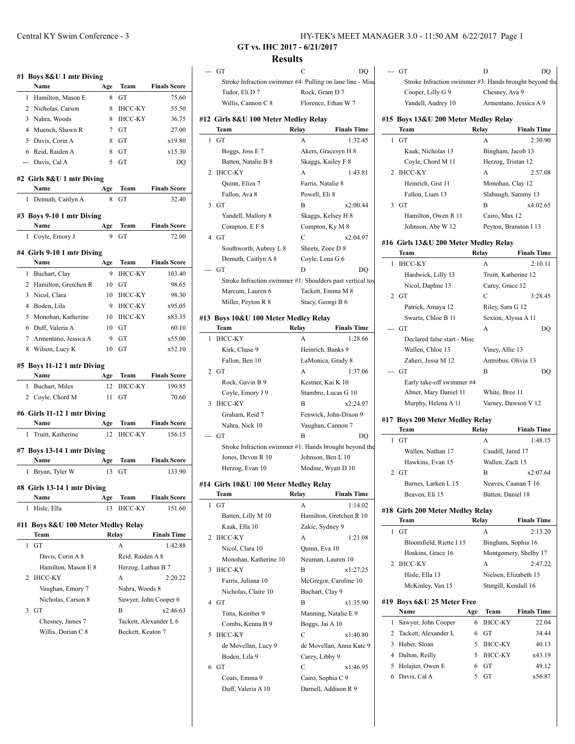Central KY Swim Conference - 3

## GT vs. IHC 2017 - 6/21/2017

## Results

#### #1 Boys 8&U 1 mtr Diving

| | Name | Age | Team | Finals Score |
|---|---|---|---|---|
| 1 | Hamilton, Mason E | 8 | GT | 75.60 |
| 2 | Nicholas, Carson | 8 | IHCC-KY | 55.50 |
| 3 | Nahra, Woods | 8 | IHCC-KY | 36.75 |
| 4 | Muench, Shawn R | 7 | GT | 27.00 |
| 5 | Davis, Corin A | 8 | GT | x19.80 |
| 6 | Reid, Raiden A | 8 | GT | x15.30 |
| --- | Davis, Cal A | 5 | GT | DQ |

#### #2 Girls 8&U 1 mtr Diving

| | Name | Age | Team | Finals Score |
|---|---|---|---|---|
| 1 | Demuth, Caitlyn A | 8 | GT | 32.40 |

#### #3 Boys 9-10 1 mtr Diving

| | Name | Age | Team | Finals Score |
|---|---|---|---|---|
| 1 | Coyle, Emory J | 9 | GT | 72.00 |

#### #4 Girls 9-10 1 mtr Diving

| | Name | Age | Team | Finals Score |
|---|---|---|---|---|
| 1 | Buchart, Clay | 9 | IHCC-KY | 103.40 |
| 2 | Hamilton, Gretchen R | 10 | GT | 98.65 |
| 3 | Nicol, Clara | 10 | IHCC-KY | 98.30 |
| 4 | Boden, Lila | 9 | IHCC-KY | x95.05 |
| 5 | Monohan, Katherine | 10 | IHCC-KY | x83.35 |
| 6 | Duff, Valeria A | 10 | GT | 60.10 |
| 7 | Armentano, Jessica A | 9 | GT | x55.00 |
| 8 | Wilson, Lucy K | 10 | GT | x52.10 |

#### #5 Boys 11-12 1 mtr Diving

| | Name | Age | Team | Finals Score |
|---|---|---|---|---|
| 1 | Buchart, Miles | 12 | IHCC-KY | 190.85 |
| 2 | Coyle, Chord M | 11 | GT | 70.60 |

#### #6 Girls 11-12 1 mtr Diving

| | Name | Age | Team | Finals Score |
|---|---|---|---|---|
| 1 | Truitt, Katherine | 12 | IHCC-KY | 156.15 |

#### #7 Boys 13-14 1 mtr Diving

| | Name | Age | Team | Finals Score |
|---|---|---|---|---|
| 1 | Bryan, Tyler W | 13 | GT | 133.90 |

#### #8 Girls 13-14 1 mtr Diving

| | Name | Age | Team | Finals Score |
|---|---|---|---|---|
| 1 | Hisle, Ella | 13 | IHCC-KY | 151.60 |

#### #11 Boys 8&U 100 Meter Medley Relay

| | Team | Relay | Finals Time |
|---|---|---|---|
| 1 | GT | A | 1:42.88 |
| | Davis, Corin A 8 | Reid, Raiden A 8 | |
| | Hamilton, Mason E 8 | Herzog, Lathan B 7 | |
| 2 | IHCC-KY | A | 2:20.22 |
| | Vaughan, Emory 7 | Nahra, Woods 8 | |
| | Nicholas, Carson 8 | Sawyer, John Cooper 6 | |
| 3 | GT | B | x2:46.63 |
| | Chesney, James 7 | Tackett, Alexander L 6 | |
| | Willis, Dorian C 8 | Beckett, Keaton 7 | |
| --- | GT | C | DQ |
| | Stroke Infraction swimmer #4: Pulling on lane line - Misc | | |
| | Tudor, Eli D 7 | Rock, Grant D 7 | |
| | Willis, Cannon C 8 | Florence, Ethan W 7 | |

#### #12 Girls 8&U 100 Meter Medley Relay

| | Team | Relay | Finals Time |
|---|---|---|---|
| 1 | GT | A | 1:32.45 |
| | Boggs, Joss E 7 | Akers, Gracesyn H 8 | |
| | Batten, Natalie B 8 | Skaggs, Kailey F 8 | |
| 2 | IHCC-KY | A | 1:43.81 |
| | Quinn, Eliza 7 | Farris, Natalie 8 | |
| | Fallon, Ava 8 | Powell, Eli 8 | |
| 3 | GT | B | x2:00.44 |
| | Yandell, Mallory 8 | Skaggs, Kelsey H 8 | |
| | Compton, E F 8 | Compton, Ky M 8 | |
| 4 | GT | C | x2:04.97 |
| | Southworth, Aubrey L 8 | Sheets, Zoee D 8 | |
| | Demuth, Caitlyn A 8 | Coyle, Lena G 6 | |
| --- | GT | D | DQ |
| | Stroke Infraction swimmer #1: Shoulders past vertical tow | | |
| | Marcum, Lauren 6 | Tackett, Emma M 8 | |
| | Miller, Peyton R 8 | Stacy, Georgi B 6 | |

#### #13 Boys 10&U 100 Meter Medley Relay

| | Team | Relay | Finals Time |
|---|---|---|---|
| 1 | IHCC-KY | A | 1:28.66 |
| | Kirk, Chase 9 | Heinrich, Banks 9 | |
| | Fallon, Ben 10 | LaMonica, Grady 8 | |
| 2 | GT | A | 1:37.06 |
| | Rock, Gavin B 9 | Kestner, Kai K 10 | |
| | Coyle, Emory J 9 | Stambro, Lucas G 10 | |
| 3 | IHCC-KY | B | x2:24.97 |
| | Graham, Reid 7 | Fenwick, John-Dixon 9 | |
| | Nahra, Nick 10 | Vaughan, Cannon 7 | |
| --- | GT | B | DQ |
| | Stroke Infraction swimmer #1: Hands brought beyond the | | |
| | Jones, Devon R 10 | Johnson, Ben L 10 | |
| | Herzog, Evan 10 | Modine, Wyatt D 10 | |

#### #14 Girls 10&U 100 Meter Medley Relay

| | Team | Relay | Finals Time |
|---|---|---|---|
| 1 | GT | A | 1:14.02 |
| | Batten, Lilly M 10 | Hamilton, Gretchen R 10 | |
| | Kaak, Ella 10 | Zakic, Sydney 9 | |
| 2 | IHCC-KY | A | 1:21.08 |
| | Nicol, Clara 10 | Quinn, Eva 10 | |
| | Monohan, Katherine 10 | Neuman, Lauren 10 | |
| 3 | IHCC-KY | B | x1:27.25 |
| | Farris, Juliana 10 | McGregor, Caroline 10 | |
| | Nicholas, Claire 10 | Buchart, Clay 9 | |
| 4 | GT | B | x1:35.90 |
| | Tims, Kember 9 | Manning, Natalie E 9 | |
| | Combs, Kenna B 9 | Boggs, Jai A 10 | |
| 5 | IHCC-KY | C | x1:40.80 |
| | de Movellan, Lucy 9 | de Movellan, Anna Kate 9 | |
| | Boden, Lila 9 | Carey, Libby 9 | |
| 6 | GT | C | x1:46.95 |
| | Coats, Emma 9 | Cairo, Sophia C 9 | |
| | Duff, Valeria A 10 | Darnell, Addison R 9 | |
| --- | GT | D | DQ |
| | Stroke Infraction swimmer #3: Hands brought beyond the | | |
| | Cooper, Lilly G 9 | Chesney, Ava 9 | |
| | Yandell, Audrey 10 | Armentano, Jessica A 9 | |

#### #15 Boys 13&U 200 Meter Medley Relay

| | Team | Relay | Finals Time |
|---|---|---|---|
| 1 | GT | A | 2:30.90 |
| | Kaak, Nicholas 13 | Bingham, Jacob 13 | |
| | Coyle, Chord M 11 | Herzog, Tristan 12 | |
| 2 | IHCC-KY | A | 2:57.08 |
| | Heinrich, Gist 11 | Monohan, Clay 12 | |
| | Fallon, Liam 13 | Slabaugh, Sammy 13 | |
| 3 | GT | B | x4:02.65 |
| | Hamilton, Owen R 11 | Cairo, Max 12 | |
| | Johnson, Abe W 12 | Peyton, Branston I 13 | |

#### #16 Girls 13&U 200 Meter Medley Relay

| | Team | Relay | Finals Time |
|---|---|---|---|
| 1 | IHCC-KY | A | 2:10.11 |
| | Hardwick, Lilly 13 | Truitt, Katherine 12 | |
| | Nicol, Daphne 13 | Carey, Grace 12 | |
| 2 | GT | C | 3:28.45 |
| | Patrick, Amaya 12 | Riley, Sara G 12 | |
| | Swartz, Chloe B 11 | Sexton, Alyssa A 11 | |
| --- | GT | A | DQ |
| | Declared false start - Misc | | |
| | Wallen, Chloe 13 | Viney, Allie 13 | |
| | Zaheri, Jessa M 12 | Antrobus, Olivia 13 | |
| --- | GT | B | DQ |
| | Early take-off swimmer #4 | | |
| | Abner, Mary Daniel 11 | White, Bree 11 | |
| | Murphy, Helena A 11 | Varney, Dawson V 12 | |

#### #17 Boys 200 Meter Medley Relay

| | Team | Relay | Finals Time |
|---|---|---|---|
| 1 | GT | A | 1:48.15 |
| | Wallen, Nathan 17 | Caudill, Jared 17 | |
| | Hawkins, Evan 15 | Wallen, Zach 15 | |
| 2 | GT | B | x2:07.64 |
| | Barnes, Larken L 15 | Neaves, Caanan T 16 | |
| | Beaven, Eli 15 | Batten, Daniel 18 | |

#### #18 Girls 200 Meter Medley Relay

| | Team | Relay | Finals Time |
|---|---|---|---|
| 1 | GT | A | 2:13.20 |
| | Bloomfield, Riette I 15 | Bingham, Sophia 16 | |
| | Hoskins, Grace 16 | Montgomery, Shelby 17 | |
| 2 | IHCC-KY | A | 2:47.22 |
| | Hisle, Ella 13 | Nielsen, Elizabeth 15 | |
| | McKinley, Van 15 | Sturgill, Kendall 16 | |

#### #19 Boys 6&U 25 Meter Free

| | Name | Age | Team | Finals Time |
|---|---|---|---|---|
| 1 | Sawyer, John Cooper | 6 | IHCC-KY | 22.04 |
| 2 | Tackett, Alexander L | 6 | GT | 34.44 |
| 3 | Huber, Sloan | 5 | IHCC-KY | 40.13 |
| 4 | Dalton, Reilly | 5 | IHCC-KY | x43.19 |
| 5 | Holajter, Owen E | 6 | GT | 49.12 |
| 6 | Davis, Cal A | 5 | GT | x56.87 |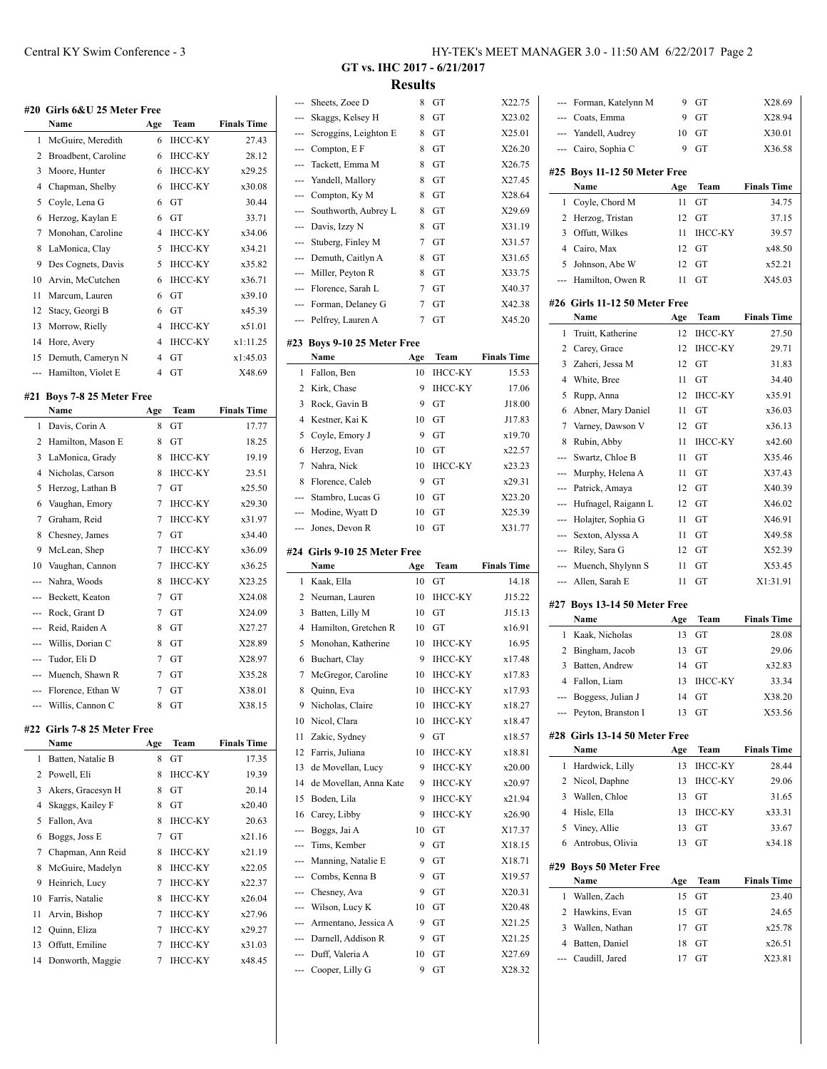## GT vs. IHC 2017 - 6/21/2017

## Results

### #20 Girls 6&U 25 Meter Free

| | Name | Age | Team | Finals Time |
|---|---|---|---|---|
| 1 | McGuire, Meredith | 6 | IHCC-KY | 27.43 |
| 2 | Broadbent, Caroline | 6 | IHCC-KY | 28.12 |
| 3 | Moore, Hunter | 6 | IHCC-KY | x29.25 |
| 4 | Chapman, Shelby | 6 | IHCC-KY | x30.08 |
| 5 | Coyle, Lena G | 6 | GT | 30.44 |
| 6 | Herzog, Kaylan E | 6 | GT | 33.71 |
| 7 | Monohan, Caroline | 4 | IHCC-KY | x34.06 |
| 8 | LaMonica, Clay | 5 | IHCC-KY | x34.21 |
| 9 | Des Cognets, Davis | 5 | IHCC-KY | x35.82 |
| 10 | Arvin, McCutchen | 6 | IHCC-KY | x36.71 |
| 11 | Marcum, Lauren | 6 | GT | x39.10 |
| 12 | Stacy, Georgi B | 6 | GT | x45.39 |
| 13 | Morrow, Rielly | 4 | IHCC-KY | x51.01 |
| 14 | Hore, Avery | 4 | IHCC-KY | x1:11.25 |
| 15 | Demuth, Cameryn N | 4 | GT | x1:45.03 |
| --- | Hamilton, Violet E | 4 | GT | X48.69 |

### #21 Boys 7-8 25 Meter Free

| | Name | Age | Team | Finals Time |
|---|---|---|---|---|
| 1 | Davis, Corin A | 8 | GT | 17.77 |
| 2 | Hamilton, Mason E | 8 | GT | 18.25 |
| 3 | LaMonica, Grady | 8 | IHCC-KY | 19.19 |
| 4 | Nicholas, Carson | 8 | IHCC-KY | 23.51 |
| 5 | Herzog, Lathan B | 7 | GT | x25.50 |
| 6 | Vaughan, Emory | 7 | IHCC-KY | x29.30 |
| 7 | Graham, Reid | 7 | IHCC-KY | x31.97 |
| 8 | Chesney, James | 7 | GT | x34.40 |
| 9 | McLean, Shep | 7 | IHCC-KY | x36.09 |
| 10 | Vaughan, Cannon | 7 | IHCC-KY | x36.25 |
| --- | Nahra, Woods | 8 | IHCC-KY | X23.25 |
| --- | Beckett, Keaton | 7 | GT | X24.08 |
| --- | Rock, Grant D | 7 | GT | X24.09 |
| --- | Reid, Raiden A | 8 | GT | X27.27 |
| --- | Willis, Dorian C | 8 | GT | X28.89 |
| --- | Tudor, Eli D | 7 | GT | X28.97 |
| --- | Muench, Shawn R | 7 | GT | X35.28 |
| --- | Florence, Ethan W | 7 | GT | X38.01 |
| --- | Willis, Cannon C | 8 | GT | X38.15 |

### #22 Girls 7-8 25 Meter Free

| | Name | Age | Team | Finals Time |
|---|---|---|---|---|
| 1 | Batten, Natalie B | 8 | GT | 17.35 |
| 2 | Powell, Eli | 8 | IHCC-KY | 19.39 |
| 3 | Akers, Gracesyn H | 8 | GT | 20.14 |
| 4 | Skaggs, Kailey F | 8 | GT | x20.40 |
| 5 | Fallon, Ava | 8 | IHCC-KY | 20.63 |
| 6 | Boggs, Joss E | 7 | GT | x21.16 |
| 7 | Chapman, Ann Reid | 8 | IHCC-KY | x21.19 |
| 8 | McGuire, Madelyn | 8 | IHCC-KY | x22.05 |
| 9 | Heinrich, Lucy | 7 | IHCC-KY | x22.37 |
| 10 | Farris, Natalie | 8 | IHCC-KY | x26.04 |
| 11 | Arvin, Bishop | 7 | IHCC-KY | x27.96 |
| 12 | Quinn, Eliza | 7 | IHCC-KY | x29.27 |
| 13 | Offutt, Emiline | 7 | IHCC-KY | x31.03 |
| 14 | Donworth, Maggie | 7 | IHCC-KY | x48.45 |
| --- | Sheets, Zoee D | 8 | GT | X22.75 |
| --- | Skaggs, Kelsey H | 8 | GT | X23.02 |
| --- | Scroggins, Leighton E | 8 | GT | X25.01 |
| --- | Compton, E F | 8 | GT | X26.20 |
| --- | Tackett, Emma M | 8 | GT | X26.75 |
| --- | Yandell, Mallory | 8 | GT | X27.45 |
| --- | Compton, Ky M | 8 | GT | X28.64 |
| --- | Southworth, Aubrey L | 8 | GT | X29.69 |
| --- | Davis, Izzy N | 8 | GT | X31.19 |
| --- | Stuberg, Finley M | 7 | GT | X31.57 |
| --- | Demuth, Caitlyn A | 8 | GT | X31.65 |
| --- | Miller, Peyton R | 8 | GT | X33.75 |
| --- | Florence, Sarah L | 7 | GT | X40.37 |
| --- | Forman, Delaney G | 7 | GT | X42.38 |
| --- | Pelfrey, Lauren A | 7 | GT | X45.20 |

### #23 Boys 9-10 25 Meter Free

| | Name | Age | Team | Finals Time |
|---|---|---|---|---|
| 1 | Fallon, Ben | 10 | IHCC-KY | 15.53 |
| 2 | Kirk, Chase | 9 | IHCC-KY | 17.06 |
| 3 | Rock, Gavin B | 9 | GT | J18.00 |
| 4 | Kestner, Kai K | 10 | GT | J17.83 |
| 5 | Coyle, Emory J | 9 | GT | x19.70 |
| 6 | Herzog, Evan | 10 | GT | x22.57 |
| 7 | Nahra, Nick | 10 | IHCC-KY | x23.23 |
| 8 | Florence, Caleb | 9 | GT | x29.31 |
| --- | Stambro, Lucas G | 10 | GT | X23.20 |
| --- | Modine, Wyatt D | 10 | GT | X25.39 |
| --- | Jones, Devon R | 10 | GT | X31.77 |

### #24 Girls 9-10 25 Meter Free

| | Name | Age | Team | Finals Time |
|---|---|---|---|---|
| 1 | Kaak, Ella | 10 | GT | 14.18 |
| 2 | Neuman, Lauren | 10 | IHCC-KY | J15.22 |
| 3 | Batten, Lilly M | 10 | GT | J15.13 |
| 4 | Hamilton, Gretchen R | 10 | GT | x16.91 |
| 5 | Monohan, Katherine | 10 | IHCC-KY | 16.95 |
| 6 | Buchart, Clay | 9 | IHCC-KY | x17.48 |
| 7 | McGregor, Caroline | 10 | IHCC-KY | x17.83 |
| 8 | Quinn, Eva | 10 | IHCC-KY | x17.93 |
| 9 | Nicholas, Claire | 10 | IHCC-KY | x18.27 |
| 10 | Nicol, Clara | 10 | IHCC-KY | x18.47 |
| 11 | Zakic, Sydney | 9 | GT | x18.57 |
| 12 | Farris, Juliana | 10 | IHCC-KY | x18.81 |
| 13 | de Movellan, Lucy | 9 | IHCC-KY | x20.00 |
| 14 | de Movellan, Anna Kate | 9 | IHCC-KY | x20.97 |
| 15 | Boden, Lila | 9 | IHCC-KY | x21.94 |
| 16 | Carey, Libby | 9 | IHCC-KY | x26.90 |
| --- | Boggs, Jai A | 10 | GT | X17.37 |
| --- | Tims, Kember | 9 | GT | X18.15 |
| --- | Manning, Natalie E | 9 | GT | X18.71 |
| --- | Combs, Kenna B | 9 | GT | X19.57 |
| --- | Chesney, Ava | 9 | GT | X20.31 |
| --- | Wilson, Lucy K | 10 | GT | X20.48 |
| --- | Armentano, Jessica A | 9 | GT | X21.25 |
| --- | Darnell, Addison R | 9 | GT | X21.25 |
| --- | Duff, Valeria A | 10 | GT | X27.69 |
| --- | Cooper, Lilly G | 9 | GT | X28.32 |
| --- | Forman, Katelynn M | 9 | GT | X28.69 |
| --- | Coats, Emma | 9 | GT | X28.94 |
| --- | Yandell, Audrey | 10 | GT | X30.01 |
| --- | Cairo, Sophia C | 9 | GT | X36.58 |

### #25 Boys 11-12 50 Meter Free

| | Name | Age | Team | Finals Time |
|---|---|---|---|---|
| 1 | Coyle, Chord M | 11 | GT | 34.75 |
| 2 | Herzog, Tristan | 12 | GT | 37.15 |
| 3 | Offutt, Wilkes | 11 | IHCC-KY | 39.57 |
| 4 | Cairo, Max | 12 | GT | x48.50 |
| 5 | Johnson, Abe W | 12 | GT | x52.21 |
| --- | Hamilton, Owen R | 11 | GT | X45.03 |

### #26 Girls 11-12 50 Meter Free

| | Name | Age | Team | Finals Time |
|---|---|---|---|---|
| 1 | Truitt, Katherine | 12 | IHCC-KY | 27.50 |
| 2 | Carey, Grace | 12 | IHCC-KY | 29.71 |
| 3 | Zaheri, Jessa M | 12 | GT | 31.83 |
| 4 | White, Bree | 11 | GT | 34.40 |
| 5 | Rupp, Anna | 12 | IHCC-KY | x35.91 |
| 6 | Abner, Mary Daniel | 11 | GT | x36.03 |
| 7 | Varney, Dawson V | 12 | GT | x36.13 |
| 8 | Rubin, Abby | 11 | IHCC-KY | x42.60 |
| --- | Swartz, Chloe B | 11 | GT | X35.46 |
| --- | Murphy, Helena A | 11 | GT | X37.43 |
| --- | Patrick, Amaya | 12 | GT | X40.39 |
| --- | Hufnagel, Raigann L | 12 | GT | X46.02 |
| --- | Holajter, Sophia G | 11 | GT | X46.91 |
| --- | Sexton, Alyssa A | 11 | GT | X49.58 |
| --- | Riley, Sara G | 12 | GT | X52.39 |
| --- | Muench, Shylynn S | 11 | GT | X53.45 |
| --- | Allen, Sarah E | 11 | GT | X1:31.91 |

### #27 Boys 13-14 50 Meter Free

| | Name | Age | Team | Finals Time |
|---|---|---|---|---|
| 1 | Kaak, Nicholas | 13 | GT | 28.08 |
| 2 | Bingham, Jacob | 13 | GT | 29.06 |
| 3 | Batten, Andrew | 14 | GT | x32.83 |
| 4 | Fallon, Liam | 13 | IHCC-KY | 33.34 |
| --- | Boggess, Julian J | 14 | GT | X38.20 |
| --- | Peyton, Branston I | 13 | GT | X53.56 |

### #28 Girls 13-14 50 Meter Free

| | Name | Age | Team | Finals Time |
|---|---|---|---|---|
| 1 | Hardwick, Lilly | 13 | IHCC-KY | 28.44 |
| 2 | Nicol, Daphne | 13 | IHCC-KY | 29.06 |
| 3 | Wallen, Chloe | 13 | GT | 31.65 |
| 4 | Hisle, Ella | 13 | IHCC-KY | x33.31 |
| 5 | Viney, Allie | 13 | GT | 33.67 |
| 6 | Antrobus, Olivia | 13 | GT | x34.18 |

### #29 Boys 50 Meter Free

| | Name | Age | Team | Finals Time |
|---|---|---|---|---|
| 1 | Wallen, Zach | 15 | GT | 23.40 |
| 2 | Hawkins, Evan | 15 | GT | 24.65 |
| 3 | Wallen, Nathan | 17 | GT | x25.78 |
| 4 | Batten, Daniel | 18 | GT | x26.51 |
| --- | Caudill, Jared | 17 | GT | X23.81 |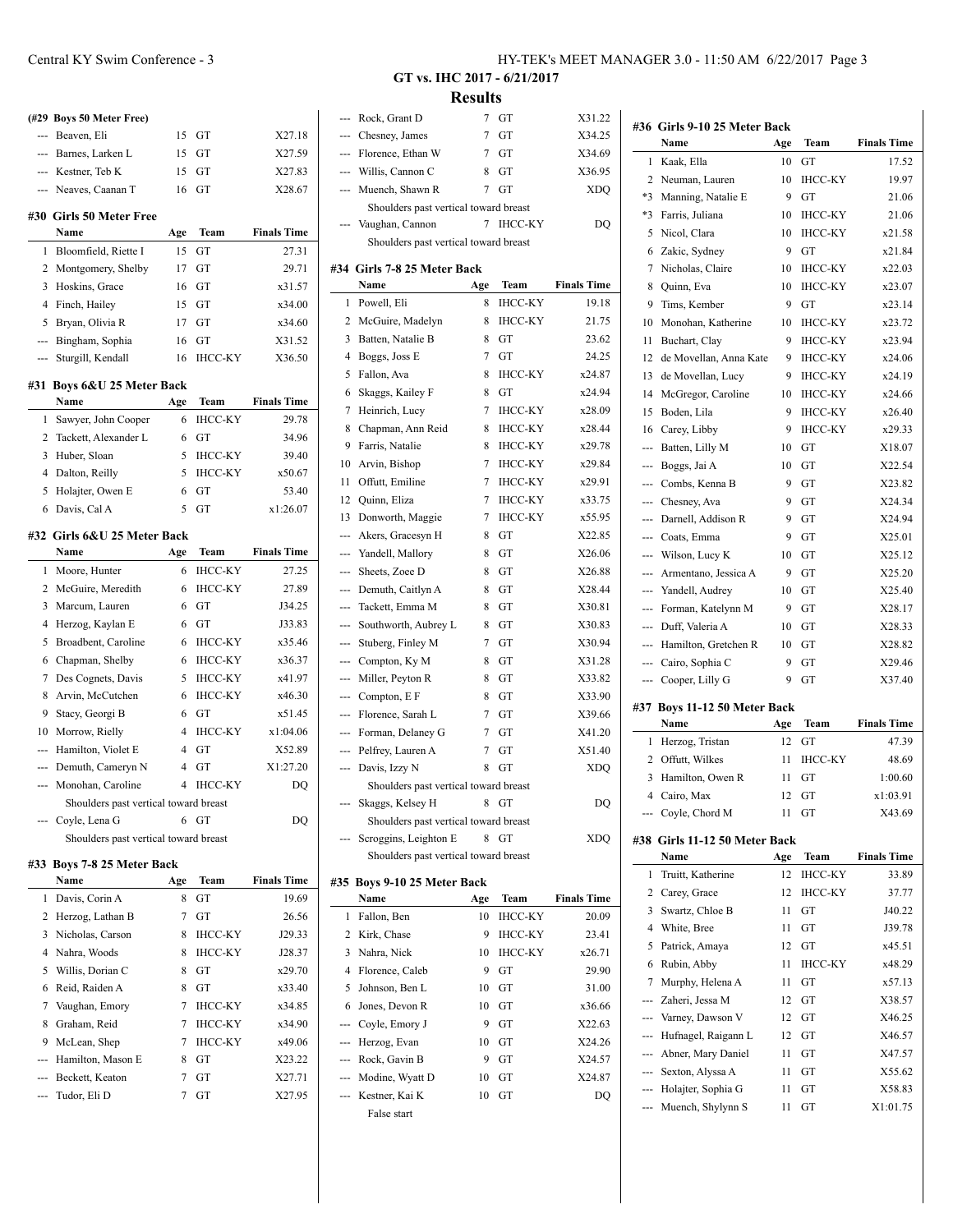## GT vs. IHC 2017 - 6/21/2017

## Results

### (#29 Boys 50 Meter Free)

| Name | Age | Team | Finals Time |
|---|---|---|---|
| --- Beaven, Eli | 15 | GT | X27.18 |
| --- Barnes, Larken L | 15 | GT | X27.59 |
| --- Kestner, Teb K | 15 | GT | X27.83 |
| --- Neaves, Caanan T | 16 | GT | X28.67 |

### #30 Girls 50 Meter Free

| | Name | Age | Team | Finals Time |
|---|---|---|---|---|
| 1 | Bloomfield, Riette I | 15 | GT | 27.31 |
| 2 | Montgomery, Shelby | 17 | GT | 29.71 |
| 3 | Hoskins, Grace | 16 | GT | x31.57 |
| 4 | Finch, Hailey | 15 | GT | x34.00 |
| 5 | Bryan, Olivia R | 17 | GT | x34.60 |
| --- | Bingham, Sophia | 16 | GT | X31.52 |
| --- | Sturgill, Kendall | 16 | IHCC-KY | X36.50 |

### #31 Boys 6&U 25 Meter Back

| | Name | Age | Team | Finals Time |
|---|---|---|---|---|
| 1 | Sawyer, John Cooper | 6 | IHCC-KY | 29.78 |
| 2 | Tackett, Alexander L | 6 | GT | 34.96 |
| 3 | Huber, Sloan | 5 | IHCC-KY | 39.40 |
| 4 | Dalton, Reilly | 5 | IHCC-KY | x50.67 |
| 5 | Holajter, Owen E | 6 | GT | 53.40 |
| 6 | Davis, Cal A | 5 | GT | x1:26.07 |

### #32 Girls 6&U 25 Meter Back

| | Name | Age | Team | Finals Time |
|---|---|---|---|---|
| 1 | Moore, Hunter | 6 | IHCC-KY | 27.25 |
| 2 | McGuire, Meredith | 6 | IHCC-KY | 27.89 |
| 3 | Marcum, Lauren | 6 | GT | J34.25 |
| 4 | Herzog, Kaylan E | 6 | GT | J33.83 |
| 5 | Broadbent, Caroline | 6 | IHCC-KY | x35.46 |
| 6 | Chapman, Shelby | 6 | IHCC-KY | x36.37 |
| 7 | Des Cognets, Davis | 5 | IHCC-KY | x41.97 |
| 8 | Arvin, McCutchen | 6 | IHCC-KY | x46.30 |
| 9 | Stacy, Georgi B | 6 | GT | x51.45 |
| 10 | Morrow, Rielly | 4 | IHCC-KY | x1:04.06 |
| --- | Hamilton, Violet E | 4 | GT | X52.89 |
| --- | Demuth, Cameryn N | 4 | GT | X1:27.20 |
| --- | Monohan, Caroline | 4 | IHCC-KY | DQ |
| | Shoulders past vertical toward breast | | | |
| --- | Coyle, Lena G | 6 | GT | DQ |
| | Shoulders past vertical toward breast | | | |

### #33 Boys 7-8 25 Meter Back

| | Name | Age | Team | Finals Time |
|---|---|---|---|---|
| 1 | Davis, Corin A | 8 | GT | 19.69 |
| 2 | Herzog, Lathan B | 7 | GT | 26.56 |
| 3 | Nicholas, Carson | 8 | IHCC-KY | J29.33 |
| 4 | Nahra, Woods | 8 | IHCC-KY | J28.37 |
| 5 | Willis, Dorian C | 8 | GT | x29.70 |
| 6 | Reid, Raiden A | 8 | GT | x33.40 |
| 7 | Vaughan, Emory | 7 | IHCC-KY | x34.85 |
| 8 | Graham, Reid | 7 | IHCC-KY | x34.90 |
| 9 | McLean, Shep | 7 | IHCC-KY | x49.06 |
| --- | Hamilton, Mason E | 8 | GT | X23.22 |
| --- | Beckett, Keaton | 7 | GT | X27.71 |
| --- | Tudor, Eli D | 7 | GT | X27.95 |
| --- | Rock, Grant D | 7 | GT | X31.22 |
| --- | Chesney, James | 7 | GT | X34.25 |
| --- | Florence, Ethan W | 7 | GT | X34.69 |
| --- | Willis, Cannon C | 8 | GT | X36.95 |
| --- | Muench, Shawn R | 7 | GT | XDQ |
| | Shoulders past vertical toward breast | | | |
| --- | Vaughan, Cannon | 7 | IHCC-KY | DQ |
| | Shoulders past vertical toward breast | | | |

### #34 Girls 7-8 25 Meter Back

| | Name | Age | Team | Finals Time |
|---|---|---|---|---|
| 1 | Powell, Eli | 8 | IHCC-KY | 19.18 |
| 2 | McGuire, Madelyn | 8 | IHCC-KY | 21.75 |
| 3 | Batten, Natalie B | 8 | GT | 23.62 |
| 4 | Boggs, Joss E | 7 | GT | 24.25 |
| 5 | Fallon, Ava | 8 | IHCC-KY | x24.87 |
| 6 | Skaggs, Kailey F | 8 | GT | x24.94 |
| 7 | Heinrich, Lucy | 7 | IHCC-KY | x28.09 |
| 8 | Chapman, Ann Reid | 8 | IHCC-KY | x28.44 |
| 9 | Farris, Natalie | 8 | IHCC-KY | x29.78 |
| 10 | Arvin, Bishop | 7 | IHCC-KY | x29.84 |
| 11 | Offutt, Emiline | 7 | IHCC-KY | x29.91 |
| 12 | Quinn, Eliza | 7 | IHCC-KY | x33.75 |
| 13 | Donworth, Maggie | 7 | IHCC-KY | x55.95 |
| --- | Akers, Gracesyn H | 8 | GT | X22.85 |
| --- | Yandell, Mallory | 8 | GT | X26.06 |
| --- | Sheets, Zoee D | 8 | GT | X26.88 |
| --- | Demuth, Caitlyn A | 8 | GT | X28.44 |
| --- | Tackett, Emma M | 8 | GT | X30.81 |
| --- | Southworth, Aubrey L | 8 | GT | X30.83 |
| --- | Stuberg, Finley M | 7 | GT | X30.94 |
| --- | Compton, Ky M | 8 | GT | X31.28 |
| --- | Miller, Peyton R | 8 | GT | X33.82 |
| --- | Compton, E F | 8 | GT | X33.90 |
| --- | Florence, Sarah L | 7 | GT | X39.66 |
| --- | Forman, Delaney G | 7 | GT | X41.20 |
| --- | Pelfrey, Lauren A | 7 | GT | X51.40 |
| --- | Davis, Izzy N | 8 | GT | XDQ |
| | Shoulders past vertical toward breast | | | |
| --- | Skaggs, Kelsey H | 8 | GT | DQ |
| | Shoulders past vertical toward breast | | | |
| --- | Scroggins, Leighton E | 8 | GT | XDQ |
| | Shoulders past vertical toward breast | | | |

### #35 Boys 9-10 25 Meter Back

| | Name | Age | Team | Finals Time |
|---|---|---|---|---|
| 1 | Fallon, Ben | 10 | IHCC-KY | 20.09 |
| 2 | Kirk, Chase | 9 | IHCC-KY | 23.41 |
| 3 | Nahra, Nick | 10 | IHCC-KY | x26.71 |
| 4 | Florence, Caleb | 9 | GT | 29.90 |
| 5 | Johnson, Ben L | 10 | GT | 31.00 |
| 6 | Jones, Devon R | 10 | GT | x36.66 |
| --- | Coyle, Emory J | 9 | GT | X22.63 |
| --- | Herzog, Evan | 10 | GT | X24.26 |
| --- | Rock, Gavin B | 9 | GT | X24.57 |
| --- | Modine, Wyatt D | 10 | GT | X24.87 |
| --- | Kestner, Kai K | 10 | GT | DQ |
| | False start | | | |

### #36 Girls 9-10 25 Meter Back

| | Name | Age | Team | Finals Time |
|---|---|---|---|---|
| 1 | Kaak, Ella | 10 | GT | 17.52 |
| 2 | Neuman, Lauren | 10 | IHCC-KY | 19.97 |
| *3 | Manning, Natalie E | 9 | GT | 21.06 |
| *3 | Farris, Juliana | 10 | IHCC-KY | 21.06 |
| 5 | Nicol, Clara | 10 | IHCC-KY | x21.58 |
| 6 | Zakic, Sydney | 9 | GT | x21.84 |
| 7 | Nicholas, Claire | 10 | IHCC-KY | x22.03 |
| 8 | Quinn, Eva | 10 | IHCC-KY | x23.07 |
| 9 | Tims, Kember | 9 | GT | x23.14 |
| 10 | Monohan, Katherine | 10 | IHCC-KY | x23.72 |
| 11 | Buchart, Clay | 9 | IHCC-KY | x23.94 |
| 12 | de Movellan, Anna Kate | 9 | IHCC-KY | x24.06 |
| 13 | de Movellan, Lucy | 9 | IHCC-KY | x24.19 |
| 14 | McGregor, Caroline | 10 | IHCC-KY | x24.66 |
| 15 | Boden, Lila | 9 | IHCC-KY | x26.40 |
| 16 | Carey, Libby | 9 | IHCC-KY | x29.33 |
| --- | Batten, Lilly M | 10 | GT | X18.07 |
| --- | Boggs, Jai A | 10 | GT | X22.54 |
| --- | Combs, Kenna B | 9 | GT | X23.82 |
| --- | Chesney, Ava | 9 | GT | X24.34 |
| --- | Darnell, Addison R | 9 | GT | X24.94 |
| --- | Coats, Emma | 9 | GT | X25.01 |
| --- | Wilson, Lucy K | 10 | GT | X25.12 |
| --- | Armentano, Jessica A | 9 | GT | X25.20 |
| --- | Yandell, Audrey | 10 | GT | X25.40 |
| --- | Forman, Katelynn M | 9 | GT | X28.17 |
| --- | Duff, Valeria A | 10 | GT | X28.33 |
| --- | Hamilton, Gretchen R | 10 | GT | X28.82 |
| --- | Cairo, Sophia C | 9 | GT | X29.46 |
| --- | Cooper, Lilly G | 9 | GT | X37.40 |

### #37 Boys 11-12 50 Meter Back

| | Name | Age | Team | Finals Time |
|---|---|---|---|---|
| 1 | Herzog, Tristan | 12 | GT | 47.39 |
| 2 | Offutt, Wilkes | 11 | IHCC-KY | 48.69 |
| 3 | Hamilton, Owen R | 11 | GT | 1:00.60 |
| 4 | Cairo, Max | 12 | GT | x1:03.91 |
| --- | Coyle, Chord M | 11 | GT | X43.69 |

### #38 Girls 11-12 50 Meter Back

| | Name | Age | Team | Finals Time |
|---|---|---|---|---|
| 1 | Truitt, Katherine | 12 | IHCC-KY | 33.89 |
| 2 | Carey, Grace | 12 | IHCC-KY | 37.77 |
| 3 | Swartz, Chloe B | 11 | GT | J40.22 |
| 4 | White, Bree | 11 | GT | J39.78 |
| 5 | Patrick, Amaya | 12 | GT | x45.51 |
| 6 | Rubin, Abby | 11 | IHCC-KY | x48.29 |
| 7 | Murphy, Helena A | 11 | GT | x57.13 |
| --- | Zaheri, Jessa M | 12 | GT | X38.57 |
| --- | Varney, Dawson V | 12 | GT | X46.25 |
| --- | Hufnagel, Raigann L | 12 | GT | X46.57 |
| --- | Abner, Mary Daniel | 11 | GT | X47.57 |
| --- | Sexton, Alyssa A | 11 | GT | X55.62 |
| --- | Holajter, Sophia G | 11 | GT | X58.83 |
| --- | Muench, Shylynn S | 11 | GT | X1:01.75 |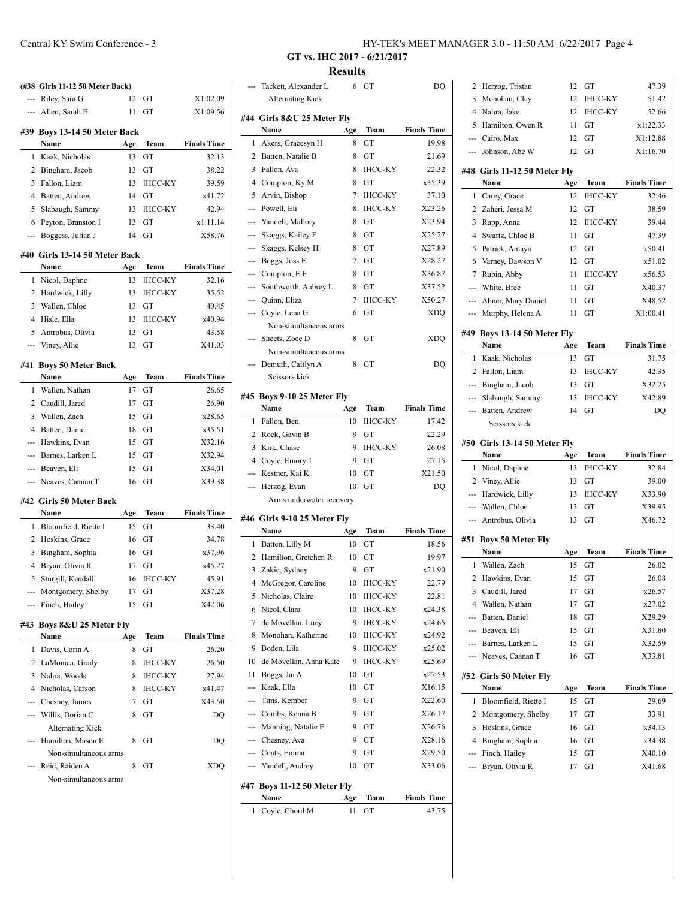## Results

**GT vs. IHC 2017 - 6/21/2017**

### (#38 Girls 11-12 50 Meter Back)

| | Name | Age | Team | Finals Time |
|---|---|---|---|---|
| --- | Riley, Sara G | 12 | GT | X1:02.09 |
| --- | Allen, Sarah E | 11 | GT | X1:09.56 |

### #39 Boys 13-14 50 Meter Back

| | Name | Age | Team | Finals Time |
|---|---|---|---|---|
| 1 | Kaak, Nicholas | 13 | GT | 32.13 |
| 2 | Bingham, Jacob | 13 | GT | 38.22 |
| 3 | Fallon, Liam | 13 | IHCC-KY | 39.59 |
| 4 | Batten, Andrew | 14 | GT | x41.72 |
| 5 | Slabaugh, Sammy | 13 | IHCC-KY | 42.94 |
| 6 | Peyton, Branston I | 13 | GT | x1:11.14 |
| --- | Boggess, Julian J | 14 | GT | X58.76 |

### #40 Girls 13-14 50 Meter Back

| | Name | Age | Team | Finals Time |
|---|---|---|---|---|
| 1 | Nicol, Daphne | 13 | IHCC-KY | 32.16 |
| 2 | Hardwick, Lilly | 13 | IHCC-KY | 35.52 |
| 3 | Wallen, Chloe | 13 | GT | 40.45 |
| 4 | Hisle, Ella | 13 | IHCC-KY | x40.94 |
| 5 | Antrobus, Olivia | 13 | GT | 43.58 |
| --- | Viney, Allie | 13 | GT | X41.03 |

### #41 Boys 50 Meter Back

| | Name | Age | Team | Finals Time |
|---|---|---|---|---|
| 1 | Wallen, Nathan | 17 | GT | 26.65 |
| 2 | Caudill, Jared | 17 | GT | 26.90 |
| 3 | Wallen, Zach | 15 | GT | x28.65 |
| 4 | Batten, Daniel | 18 | GT | x35.51 |
| --- | Hawkins, Evan | 15 | GT | X32.16 |
| --- | Barnes, Larken L | 15 | GT | X32.94 |
| --- | Beaven, Eli | 15 | GT | X34.01 |
| --- | Neaves, Caanan T | 16 | GT | X39.38 |

### #42 Girls 50 Meter Back

| | Name | Age | Team | Finals Time |
|---|---|---|---|---|
| 1 | Bloomfield, Riette I | 15 | GT | 33.40 |
| 2 | Hoskins, Grace | 16 | GT | 34.78 |
| 3 | Bingham, Sophia | 16 | GT | x37.96 |
| 4 | Bryan, Olivia R | 17 | GT | x45.27 |
| 5 | Sturgill, Kendall | 16 | IHCC-KY | 45.91 |
| --- | Montgomery, Shelby | 17 | GT | X37.28 |
| --- | Finch, Hailey | 15 | GT | X42.06 |

### #43 Boys 8&U 25 Meter Fly

| | Name | Age | Team | Finals Time |
|---|---|---|---|---|
| 1 | Davis, Corin A | 8 | GT | 26.20 |
| 2 | LaMonica, Grady | 8 | IHCC-KY | 26.50 |
| 3 | Nahra, Woods | 8 | IHCC-KY | 27.94 |
| 4 | Nicholas, Carson | 8 | IHCC-KY | x41.47 |
| --- | Chesney, James | 7 | GT | X43.50 |
| --- | Willis, Dorian C | 8 | GT | DQ |
| | Alternating Kick | | | |
| --- | Hamilton, Mason E | 8 | GT | DQ |
| | Non-simultaneous arms | | | |
| --- | Reid, Raiden A | 8 | GT | XDQ |
| | Non-simultaneous arms | | | |
| --- | Tackett, Alexander L | 6 | GT | DQ |
| | Alternating Kick | | | |

### #44 Girls 8&U 25 Meter Fly

| | Name | Age | Team | Finals Time |
|---|---|---|---|---|
| 1 | Akers, Gracesyn H | 8 | GT | 19.98 |
| 2 | Batten, Natalie B | 8 | GT | 21.69 |
| 3 | Fallon, Ava | 8 | IHCC-KY | 22.32 |
| 4 | Compton, Ky M | 8 | GT | x35.39 |
| 5 | Arvin, Bishop | 7 | IHCC-KY | 37.10 |
| --- | Powell, Eli | 8 | IHCC-KY | X23.26 |
| --- | Yandell, Mallory | 8 | GT | X23.94 |
| --- | Skaggs, Kailey F | 8 | GT | X25.27 |
| --- | Skaggs, Kelsey H | 8 | GT | X27.89 |
| --- | Boggs, Joss E | 7 | GT | X28.27 |
| --- | Compton, E F | 8 | GT | X36.87 |
| --- | Southworth, Aubrey L | 8 | GT | X37.52 |
| --- | Quinn, Eliza | 7 | IHCC-KY | X50.27 |
| --- | Coyle, Lena G | 6 | GT | XDQ |
| | Non-simultaneous arms | | | |
| --- | Sheets, Zoee D | 8 | GT | XDQ |
| | Non-simultaneous arms | | | |
| --- | Demuth, Caitlyn A | 8 | GT | DQ |
| | Scissors kick | | | |

### #45 Boys 9-10 25 Meter Fly

| | Name | Age | Team | Finals Time |
|---|---|---|---|---|
| 1 | Fallon, Ben | 10 | IHCC-KY | 17.42 |
| 2 | Rock, Gavin B | 9 | GT | 22.29 |
| 3 | Kirk, Chase | 9 | IHCC-KY | 26.08 |
| 4 | Coyle, Emory J | 9 | GT | 27.15 |
| --- | Kestner, Kai K | 10 | GT | X21.50 |
| --- | Herzog, Evan | 10 | GT | DQ |
| | Arms underwater recovery | | | |

### #46 Girls 9-10 25 Meter Fly

| | Name | Age | Team | Finals Time |
|---|---|---|---|---|
| 1 | Batten, Lilly M | 10 | GT | 18.56 |
| 2 | Hamilton, Gretchen R | 10 | GT | 19.97 |
| 3 | Zakic, Sydney | 9 | GT | x21.90 |
| 4 | McGregor, Caroline | 10 | IHCC-KY | 22.79 |
| 5 | Nicholas, Claire | 10 | IHCC-KY | 22.81 |
| 6 | Nicol, Clara | 10 | IHCC-KY | x24.38 |
| 7 | de Movellan, Lucy | 9 | IHCC-KY | x24.65 |
| 8 | Monohan, Katherine | 10 | IHCC-KY | x24.92 |
| 9 | Boden, Lila | 9 | IHCC-KY | x25.02 |
| 10 | de Movellan, Anna Kate | 9 | IHCC-KY | x25.69 |
| 11 | Boggs, Jai A | 10 | GT | x27.53 |
| --- | Kaak, Ella | 10 | GT | X16.15 |
| --- | Tims, Kember | 9 | GT | X22.60 |
| --- | Combs, Kenna B | 9 | GT | X26.17 |
| --- | Manning, Natalie E | 9 | GT | X26.76 |
| --- | Chesney, Ava | 9 | GT | X28.16 |
| --- | Coats, Emma | 9 | GT | X29.50 |
| --- | Yandell, Audrey | 10 | GT | X33.06 |

### #47 Boys 11-12 50 Meter Fly

| | Name | Age | Team | Finals Time |
|---|---|---|---|---|
| 1 | Coyle, Chord M | 11 | GT | 43.75 |
| 2 | Herzog, Tristan | 12 | GT | 47.39 |
| 3 | Monohan, Clay | 12 | IHCC-KY | 51.42 |
| 4 | Nahra, Jake | 12 | IHCC-KY | 52.66 |
| 5 | Hamilton, Owen R | 11 | GT | x1:22.33 |
| --- | Cairo, Max | 12 | GT | X1:12.88 |
| --- | Johnson, Abe W | 12 | GT | X1:16.70 |

### #48 Girls 11-12 50 Meter Fly

| | Name | Age | Team | Finals Time |
|---|---|---|---|---|
| 1 | Carey, Grace | 12 | IHCC-KY | 32.46 |
| 2 | Zaheri, Jessa M | 12 | GT | 38.59 |
| 3 | Rupp, Anna | 12 | IHCC-KY | 39.44 |
| 4 | Swartz, Chloe B | 11 | GT | 47.39 |
| 5 | Patrick, Amaya | 12 | GT | x50.41 |
| 6 | Varney, Dawson V | 12 | GT | x51.02 |
| 7 | Rubin, Abby | 11 | IHCC-KY | x56.53 |
| --- | White, Bree | 11 | GT | X40.37 |
| --- | Abner, Mary Daniel | 11 | GT | X48.52 |
| --- | Murphy, Helena A | 11 | GT | X1:00.41 |

### #49 Boys 13-14 50 Meter Fly

| | Name | Age | Team | Finals Time |
|---|---|---|---|---|
| 1 | Kaak, Nicholas | 13 | GT | 31.75 |
| 2 | Fallon, Liam | 13 | IHCC-KY | 42.35 |
| --- | Bingham, Jacob | 13 | GT | X32.25 |
| --- | Slabaugh, Sammy | 13 | IHCC-KY | X42.89 |
| --- | Batten, Andrew | 14 | GT | DQ |
| | Scissors kick | | | |

### #50 Girls 13-14 50 Meter Fly

| | Name | Age | Team | Finals Time |
|---|---|---|---|---|
| 1 | Nicol, Daphne | 13 | IHCC-KY | 32.84 |
| 2 | Viney, Allie | 13 | GT | 39.00 |
| --- | Hardwick, Lilly | 13 | IHCC-KY | X33.90 |
| --- | Wallen, Chloe | 13 | GT | X39.95 |
| --- | Antrobus, Olivia | 13 | GT | X46.72 |

### #51 Boys 50 Meter Fly

| | Name | Age | Team | Finals Time |
|---|---|---|---|---|
| 1 | Wallen, Zach | 15 | GT | 26.02 |
| 2 | Hawkins, Evan | 15 | GT | 26.08 |
| 3 | Caudill, Jared | 17 | GT | x26.57 |
| 4 | Wallen, Nathan | 17 | GT | x27.02 |
| --- | Batten, Daniel | 18 | GT | X29.29 |
| --- | Beaven, Eli | 15 | GT | X31.80 |
| --- | Barnes, Larken L | 15 | GT | X32.59 |
| --- | Neaves, Caanan T | 16 | GT | X33.81 |

### #52 Girls 50 Meter Fly

| | Name | Age | Team | Finals Time |
|---|---|---|---|---|
| 1 | Bloomfield, Riette I | 15 | GT | 29.69 |
| 2 | Montgomery, Shelby | 17 | GT | 33.91 |
| 3 | Hoskins, Grace | 16 | GT | x34.13 |
| 4 | Bingham, Sophia | 16 | GT | x34.38 |
| --- | Finch, Hailey | 15 | GT | X40.10 |
| --- | Bryan, Olivia R | 17 | GT | X41.68 |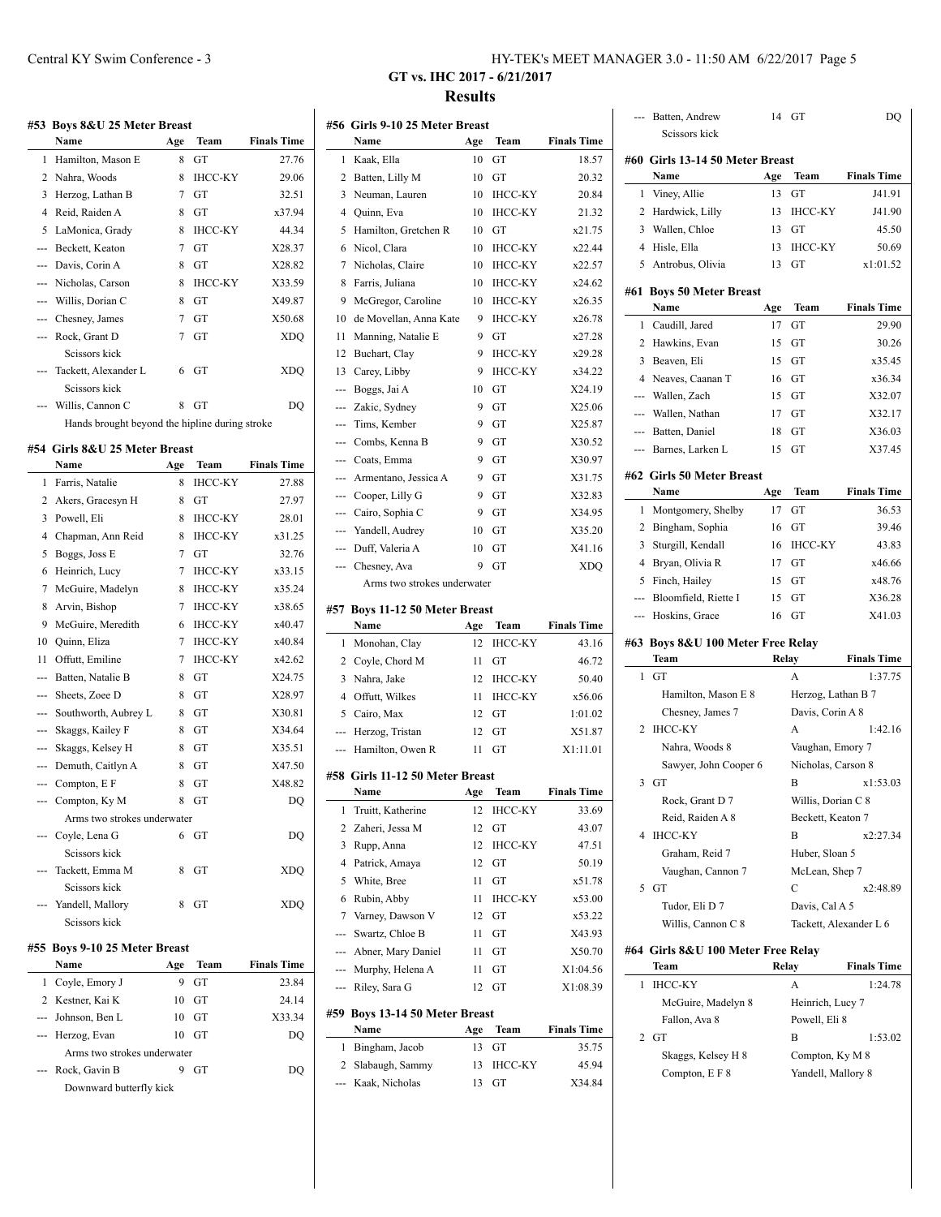## GT vs. IHC 2017 - 6/21/2017

## Results

### #53 Boys 8&U 25 Meter Breast

| | Name | Age | Team | Finals Time |
|---|---|---|---|---|
| 1 | Hamilton, Mason E | 8 | GT | 27.76 |
| 2 | Nahra, Woods | 8 | IHCC-KY | 29.06 |
| 3 | Herzog, Lathan B | 7 | GT | 32.51 |
| 4 | Reid, Raiden A | 8 | GT | x37.94 |
| 5 | LaMonica, Grady | 8 | IHCC-KY | 44.34 |
| --- | Beckett, Keaton | 7 | GT | X28.37 |
| --- | Davis, Corin A | 8 | GT | X28.82 |
| --- | Nicholas, Carson | 8 | IHCC-KY | X33.59 |
| --- | Willis, Dorian C | 8 | GT | X49.87 |
| --- | Chesney, James | 7 | GT | X50.68 |
| --- | Rock, Grant D | 7 | GT | XDQ |
| | Scissors kick | | | |
| --- | Tackett, Alexander L | 6 | GT | XDQ |
| | Scissors kick | | | |
| --- | Willis, Cannon C | 8 | GT | DQ |
| | Hands brought beyond the hipline during stroke | | | |

### #54 Girls 8&U 25 Meter Breast

| | Name | Age | Team | Finals Time |
|---|---|---|---|---|
| 1 | Farris, Natalie | 8 | IHCC-KY | 27.88 |
| 2 | Akers, Gracesyn H | 8 | GT | 27.97 |
| 3 | Powell, Eli | 8 | IHCC-KY | 28.01 |
| 4 | Chapman, Ann Reid | 8 | IHCC-KY | x31.25 |
| 5 | Boggs, Joss E | 7 | GT | 32.76 |
| 6 | Heinrich, Lucy | 7 | IHCC-KY | x33.15 |
| 7 | McGuire, Madelyn | 8 | IHCC-KY | x35.24 |
| 8 | Arvin, Bishop | 7 | IHCC-KY | x38.65 |
| 9 | McGuire, Meredith | 6 | IHCC-KY | x40.47 |
| 10 | Quinn, Eliza | 7 | IHCC-KY | x40.84 |
| 11 | Offutt, Emiline | 7 | IHCC-KY | x42.62 |
| --- | Batten, Natalie B | 8 | GT | X24.75 |
| --- | Sheets, Zoee D | 8 | GT | X28.97 |
| --- | Southworth, Aubrey L | 8 | GT | X30.81 |
| --- | Skaggs, Kailey F | 8 | GT | X34.64 |
| --- | Skaggs, Kelsey H | 8 | GT | X35.51 |
| --- | Demuth, Caitlyn A | 8 | GT | X47.50 |
| --- | Compton, E F | 8 | GT | X48.82 |
| --- | Compton, Ky M | 8 | GT | DQ |
| | Arms two strokes underwater | | | |
| --- | Coyle, Lena G | 6 | GT | DQ |
| | Scissors kick | | | |
| --- | Tackett, Emma M | 8 | GT | XDQ |
| | Scissors kick | | | |
| --- | Yandell, Mallory | 8 | GT | XDQ |
| | Scissors kick | | | |

### #55 Boys 9-10 25 Meter Breast

| | Name | Age | Team | Finals Time |
|---|---|---|---|---|
| 1 | Coyle, Emory J | 9 | GT | 23.84 |
| 2 | Kestner, Kai K | 10 | GT | 24.14 |
| --- | Johnson, Ben L | 10 | GT | X33.34 |
| --- | Herzog, Evan | 10 | GT | DQ |
| | Arms two strokes underwater | | | |
| --- | Rock, Gavin B | 9 | GT | DQ |
| | Downward butterfly kick | | | |

### #56 Girls 9-10 25 Meter Breast

| | Name | Age | Team | Finals Time |
|---|---|---|---|---|
| 1 | Kaak, Ella | 10 | GT | 18.57 |
| 2 | Batten, Lilly M | 10 | GT | 20.32 |
| 3 | Neuman, Lauren | 10 | IHCC-KY | 20.84 |
| 4 | Quinn, Eva | 10 | IHCC-KY | 21.32 |
| 5 | Hamilton, Gretchen R | 10 | GT | x21.75 |
| 6 | Nicol, Clara | 10 | IHCC-KY | x22.44 |
| 7 | Nicholas, Claire | 10 | IHCC-KY | x22.57 |
| 8 | Farris, Juliana | 10 | IHCC-KY | x24.62 |
| 9 | McGregor, Caroline | 10 | IHCC-KY | x26.35 |
| 10 | de Movellan, Anna Kate | 9 | IHCC-KY | x26.78 |
| 11 | Manning, Natalie E | 9 | GT | x27.28 |
| 12 | Buchart, Clay | 9 | IHCC-KY | x29.28 |
| 13 | Carey, Libby | 9 | IHCC-KY | x34.22 |
| --- | Boggs, Jai A | 10 | GT | X24.19 |
| --- | Zakic, Sydney | 9 | GT | X25.06 |
| --- | Tims, Kember | 9 | GT | X25.87 |
| --- | Combs, Kenna B | 9 | GT | X30.52 |
| --- | Coats, Emma | 9 | GT | X30.97 |
| --- | Armentano, Jessica A | 9 | GT | X31.75 |
| --- | Cooper, Lilly G | 9 | GT | X32.83 |
| --- | Cairo, Sophia C | 9 | GT | X34.95 |
| --- | Yandell, Audrey | 10 | GT | X35.20 |
| --- | Duff, Valeria A | 10 | GT | X41.16 |
| --- | Chesney, Ava | 9 | GT | XDQ |
| | Arms two strokes underwater | | | |

### #57 Boys 11-12 50 Meter Breast

| | Name | Age | Team | Finals Time |
|---|---|---|---|---|
| 1 | Monohan, Clay | 12 | IHCC-KY | 43.16 |
| 2 | Coyle, Chord M | 11 | GT | 46.72 |
| 3 | Nahra, Jake | 12 | IHCC-KY | 50.40 |
| 4 | Offutt, Wilkes | 11 | IHCC-KY | x56.06 |
| 5 | Cairo, Max | 12 | GT | 1:01.02 |
| --- | Herzog, Tristan | 12 | GT | X51.87 |
| --- | Hamilton, Owen R | 11 | GT | X1:11.01 |

### #58 Girls 11-12 50 Meter Breast

| | Name | Age | Team | Finals Time |
|---|---|---|---|---|
| 1 | Truitt, Katherine | 12 | IHCC-KY | 33.69 |
| 2 | Zaheri, Jessa M | 12 | GT | 43.07 |
| 3 | Rupp, Anna | 12 | IHCC-KY | 47.51 |
| 4 | Patrick, Amaya | 12 | GT | 50.19 |
| 5 | White, Bree | 11 | GT | x51.78 |
| 6 | Rubin, Abby | 11 | IHCC-KY | x53.00 |
| 7 | Varney, Dawson V | 12 | GT | x53.22 |
| --- | Swartz, Chloe B | 11 | GT | X43.93 |
| --- | Abner, Mary Daniel | 11 | GT | X50.70 |
| --- | Murphy, Helena A | 11 | GT | X1:04.56 |
| --- | Riley, Sara G | 12 | GT | X1:08.39 |

### #59 Boys 13-14 50 Meter Breast

| | Name | Age | Team | Finals Time |
|---|---|---|---|---|
| 1 | Bingham, Jacob | 13 | GT | 35.75 |
| 2 | Slabaugh, Sammy | 13 | IHCC-KY | 45.94 |
| --- | Kaak, Nicholas | 13 | GT | X34.84 |
| --- | Batten, Andrew | 14 | GT | DQ |
| | Scissors kick | | | |

### #60 Girls 13-14 50 Meter Breast

| | Name | Age | Team | Finals Time |
|---|---|---|---|---|
| 1 | Viney, Allie | 13 | GT | J41.91 |
| 2 | Hardwick, Lilly | 13 | IHCC-KY | J41.90 |
| 3 | Wallen, Chloe | 13 | GT | 45.50 |
| 4 | Hisle, Ella | 13 | IHCC-KY | 50.69 |
| 5 | Antrobus, Olivia | 13 | GT | x1:01.52 |

### #61 Boys 50 Meter Breast

| | Name | Age | Team | Finals Time |
|---|---|---|---|---|
| 1 | Caudill, Jared | 17 | GT | 29.90 |
| 2 | Hawkins, Evan | 15 | GT | 30.26 |
| 3 | Beaven, Eli | 15 | GT | x35.45 |
| 4 | Neaves, Caanan T | 16 | GT | x36.34 |
| --- | Wallen, Zach | 15 | GT | X32.07 |
| --- | Wallen, Nathan | 17 | GT | X32.17 |
| --- | Batten, Daniel | 18 | GT | X36.03 |
| --- | Barnes, Larken L | 15 | GT | X37.45 |

### #62 Girls 50 Meter Breast

| | Name | Age | Team | Finals Time |
|---|---|---|---|---|
| 1 | Montgomery, Shelby | 17 | GT | 36.53 |
| 2 | Bingham, Sophia | 16 | GT | 39.46 |
| 3 | Sturgill, Kendall | 16 | IHCC-KY | 43.83 |
| 4 | Bryan, Olivia R | 17 | GT | x46.66 |
| 5 | Finch, Hailey | 15 | GT | x48.76 |
| --- | Bloomfield, Riette I | 15 | GT | X36.28 |
| --- | Hoskins, Grace | 16 | GT | X41.03 |

### #63 Boys 8&U 100 Meter Free Relay

| | Team | Relay | Finals Time |
|---|---|---|---|
| 1 | GT | A | 1:37.75 |
| | Hamilton, Mason E 8 | Herzog, Lathan B 7 | |
| | Chesney, James 7 | Davis, Corin A 8 | |
| 2 | IHCC-KY | A | 1:42.16 |
| | Nahra, Woods 8 | Vaughan, Emory 7 | |
| | Sawyer, John Cooper 6 | Nicholas, Carson 8 | |
| 3 | GT | B | x1:53.03 |
| | Rock, Grant D 7 | Willis, Dorian C 8 | |
| | Reid, Raiden A 8 | Beckett, Keaton 7 | |
| 4 | IHCC-KY | B | x2:27.34 |
| | Graham, Reid 7 | Huber, Sloan 5 | |
| | Vaughan, Cannon 7 | McLean, Shep 7 | |
| 5 | GT | C | x2:48.89 |
| | Tudor, Eli D 7 | Davis, Cal A 5 | |
| | Willis, Cannon C 8 | Tackett, Alexander L 6 | |

### #64 Girls 8&U 100 Meter Free Relay

| | Team | Relay | Finals Time |
|---|---|---|---|
| 1 | IHCC-KY | A | 1:24.78 |
| | McGuire, Madelyn 8 | Heinrich, Lucy 7 | |
| | Fallon, Ava 8 | Powell, Eli 8 | |
| 2 | GT | B | 1:53.02 |
| | Skaggs, Kelsey H 8 | Compton, Ky M 8 | |
| | Compton, E F 8 | Yandell, Mallory 8 | |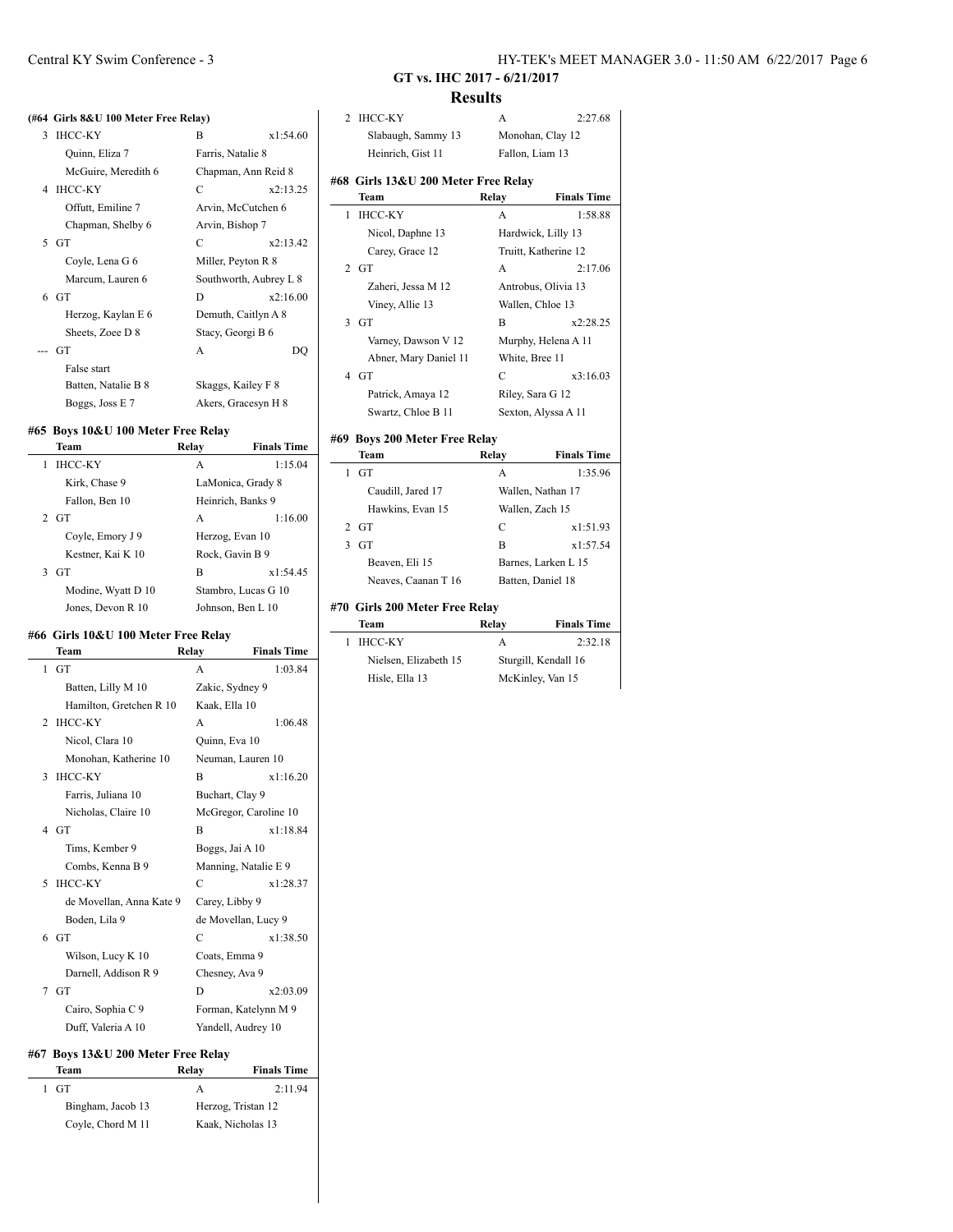## GT vs. IHC 2017 - 6/21/2017

## Results

### (#64 Girls 8&U 100 Meter Free Relay)

| | Team | Relay | Finals Time |
|---|---|---|---|
| 3 | IHCC-KY | B | x1:54.60 |
| | Quinn, Eliza 7 | Farris, Natalie 8 | |
| | McGuire, Meredith 6 | Chapman, Ann Reid 8 | |
| 4 | IHCC-KY | C | x2:13.25 |
| | Offutt, Emiline 7 | Arvin, McCutchen 6 | |
| | Chapman, Shelby 6 | Arvin, Bishop 7 | |
| 5 | GT | C | x2:13.42 |
| | Coyle, Lena G 6 | Miller, Peyton R 8 | |
| | Marcum, Lauren 6 | Southworth, Aubrey L 8 | |
| 6 | GT | D | x2:16.00 |
| | Herzog, Kaylan E 6 | Demuth, Caitlyn A 8 | |
| | Sheets, Zoee D 8 | Stacy, Georgi B 6 | |
| --- | GT | A | DQ |
| | False start | | |
| | Batten, Natalie B 8 | Skaggs, Kailey F 8 | |
| | Boggs, Joss E 7 | Akers, Gracesyn H 8 | |

### #65 Boys 10&U 100 Meter Free Relay

| | Team | Relay | Finals Time |
|---|---|---|---|
| 1 | IHCC-KY | A | 1:15.04 |
| | Kirk, Chase 9 | LaMonica, Grady 8 | |
| | Fallon, Ben 10 | Heinrich, Banks 9 | |
| 2 | GT | A | 1:16.00 |
| | Coyle, Emory J 9 | Herzog, Evan 10 | |
| | Kestner, Kai K 10 | Rock, Gavin B 9 | |
| 3 | GT | B | x1:54.45 |
| | Modine, Wyatt D 10 | Stambro, Lucas G 10 | |
| | Jones, Devon R 10 | Johnson, Ben L 10 | |

### #66 Girls 10&U 100 Meter Free Relay

| | Team | Relay | Finals Time |
|---|---|---|---|
| 1 | GT | A | 1:03.84 |
| | Batten, Lilly M 10 | Zakic, Sydney 9 | |
| | Hamilton, Gretchen R 10 | Kaak, Ella 10 | |
| 2 | IHCC-KY | A | 1:06.48 |
| | Nicol, Clara 10 | Quinn, Eva 10 | |
| | Monohan, Katherine 10 | Neuman, Lauren 10 | |
| 3 | IHCC-KY | B | x1:16.20 |
| | Farris, Juliana 10 | Buchart, Clay 9 | |
| | Nicholas, Claire 10 | McGregor, Caroline 10 | |
| 4 | GT | B | x1:18.84 |
| | Tims, Kember 9 | Boggs, Jai A 10 | |
| | Combs, Kenna B 9 | Manning, Natalie E 9 | |
| 5 | IHCC-KY | C | x1:28.37 |
| | de Movellan, Anna Kate 9 | Carey, Libby 9 | |
| | Boden, Lila 9 | de Movellan, Lucy 9 | |
| 6 | GT | C | x1:38.50 |
| | Wilson, Lucy K 10 | Coats, Emma 9 | |
| | Darnell, Addison R 9 | Chesney, Ava 9 | |
| 7 | GT | D | x2:03.09 |
| | Cairo, Sophia C 9 | Forman, Katelynn M 9 | |
| | Duff, Valeria A 10 | Yandell, Audrey 10 | |

### #67 Boys 13&U 200 Meter Free Relay

| | Team | Relay | Finals Time |
|---|---|---|---|
| 1 | GT | A | 2:11.94 |
| | Bingham, Jacob 13 | Herzog, Tristan 12 | |
| | Coyle, Chord M 11 | Kaak, Nicholas 13 | |
| 2 | IHCC-KY | A | 2:27.68 |
| | Slabaugh, Sammy 13 | Monohan, Clay 12 | |
| | Heinrich, Gist 11 | Fallon, Liam 13 | |

### #68 Girls 13&U 200 Meter Free Relay

| | Team | Relay | Finals Time |
|---|---|---|---|
| 1 | IHCC-KY | A | 1:58.88 |
| | Nicol, Daphne 13 | Hardwick, Lilly 13 | |
| | Carey, Grace 12 | Truitt, Katherine 12 | |
| 2 | GT | A | 2:17.06 |
| | Zaheri, Jessa M 12 | Antrobus, Olivia 13 | |
| | Viney, Allie 13 | Wallen, Chloe 13 | |
| 3 | GT | B | x2:28.25 |
| | Varney, Dawson V 12 | Murphy, Helena A 11 | |
| | Abner, Mary Daniel 11 | White, Bree 11 | |
| 4 | GT | C | x3:16.03 |
| | Patrick, Amaya 12 | Riley, Sara G 12 | |
| | Swartz, Chloe B 11 | Sexton, Alyssa A 11 | |

### #69 Boys 200 Meter Free Relay

| | Team | Relay | Finals Time |
|---|---|---|---|
| 1 | GT | A | 1:35.96 |
| | Caudill, Jared 17 | Wallen, Nathan 17 | |
| | Hawkins, Evan 15 | Wallen, Zach 15 | |
| 2 | GT | C | x1:51.93 |
| 3 | GT | B | x1:57.54 |
| | Beaven, Eli 15 | Barnes, Larken L 15 | |
| | Neaves, Caanan T 16 | Batten, Daniel 18 | |

### #70 Girls 200 Meter Free Relay

| | Team | Relay | Finals Time |
|---|---|---|---|
| 1 | IHCC-KY | A | 2:32.18 |
| | Nielsen, Elizabeth 15 | Sturgill, Kendall 16 | |
| | Hisle, Ella 13 | McKinley, Van 15 | |